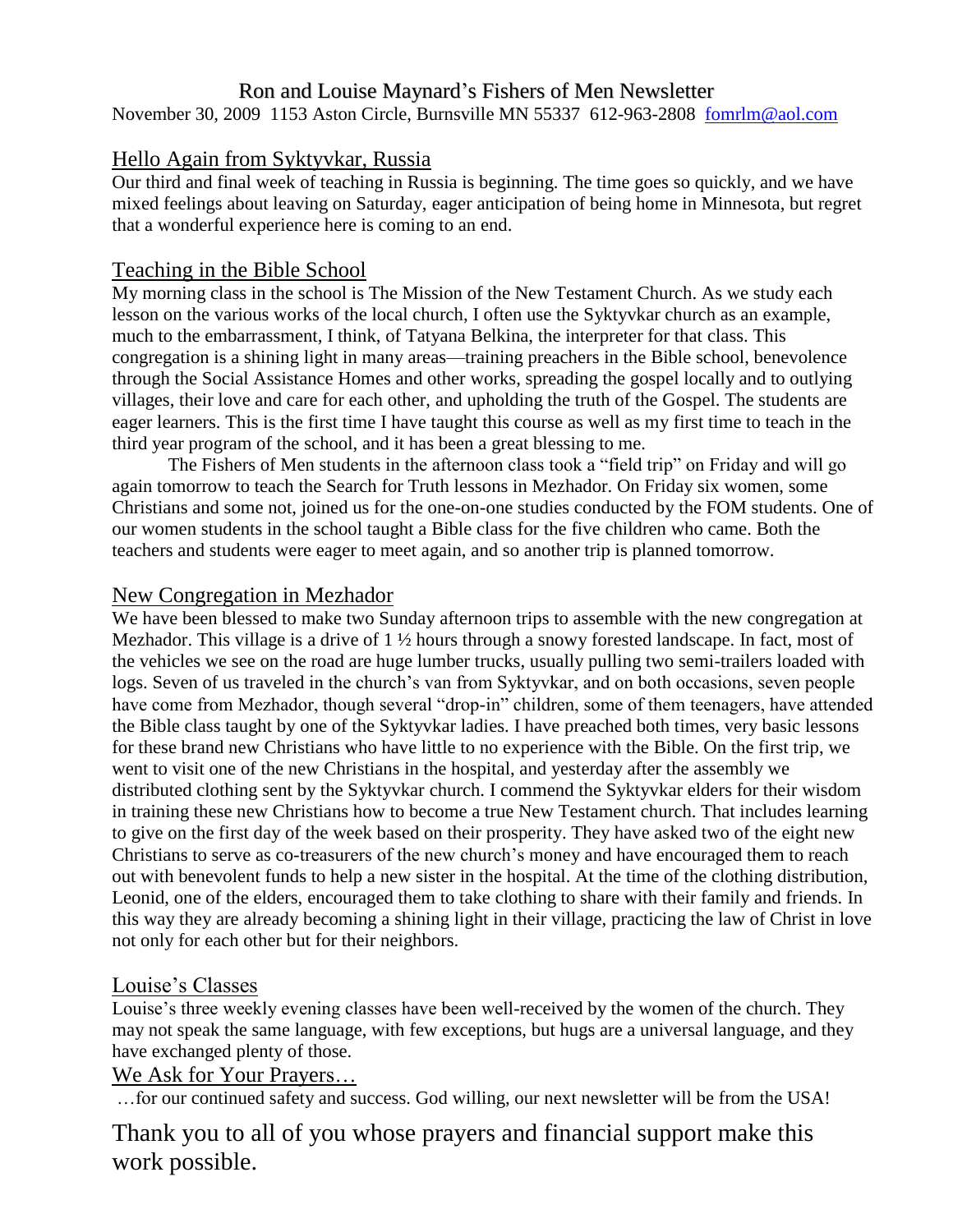# Ron and Louise Maynard's Fishers of Men Newsletter

November 30, 2009 1153 Aston Circle, Burnsville MN 55337 612-963-2808 fomrlm@aol.com

## Hello Again from Syktyvkar, Russia

Our third and final week of teaching in Russia is beginning. The time goes so quickly, and we have mixed feelings about leaving on Saturday, eager anticipation of being home in Minnesota, but regret that a wonderful experience here is coming to an end.

## Teaching in the Bible School

My morning class in the school is The Mission of the New Testament Church. As we study each lesson on the various works of the local church, I often use the Syktyvkar church as an example, much to the embarrassment, I think, of Tatyana Belkina, the interpreter for that class. This congregation is a shining light in many areas—training preachers in the Bible school, benevolence through the Social Assistance Homes and other works, spreading the gospel locally and to outlying villages, their love and care for each other, and upholding the truth of the Gospel. The students are eager learners. This is the first time I have taught this course as well as my first time to teach in the third year program of the school, and it has been a great blessing to me.

The Fishers of Men students in the afternoon class took a "field trip" on Friday and will go again tomorrow to teach the Search for Truth lessons in Mezhador. On Friday six women, some Christians and some not, joined us for the one-on-one studies conducted by the FOM students. One of our women students in the school taught a Bible class for the five children who came. Both the teachers and students were eager to meet again, and so another trip is planned tomorrow.

## New Congregation in Mezhador

We have been blessed to make two Sunday afternoon trips to assemble with the new congregation at Mezhador. This village is a drive of 1 ½ hours through a snowy forested landscape. In fact, most of the vehicles we see on the road are huge lumber trucks, usually pulling two semi-trailers loaded with logs. Seven of us traveled in the church's van from Syktyvkar, and on both occasions, seven people have come from Mezhador, though several "drop-in" children, some of them teenagers, have attended the Bible class taught by one of the Syktyvkar ladies. I have preached both times, very basic lessons for these brand new Christians who have little to no experience with the Bible. On the first trip, we went to visit one of the new Christians in the hospital, and yesterday after the assembly we distributed clothing sent by the Syktyvkar church. I commend the Syktyvkar elders for their wisdom in training these new Christians how to become a true New Testament church. That includes learning to give on the first day of the week based on their prosperity. They have asked two of the eight new Christians to serve as co-treasurers of the new church's money and have encouraged them to reach out with benevolent funds to help a new sister in the hospital. At the time of the clothing distribution, Leonid, one of the elders, encouraged them to take clothing to share with their family and friends. In this way they are already becoming a shining light in their village, practicing the law of Christ in love not only for each other but for their neighbors.

## Louise's Classes

Louise's three weekly evening classes have been well-received by the women of the church. They may not speak the same language, with few exceptions, but hugs are a universal language, and they have exchanged plenty of those.

## We Ask for Your Prayers…

…for our continued safety and success. God willing, our next newsletter will be from the USA!

Thank you to all of you whose prayers and financial support make this work possible.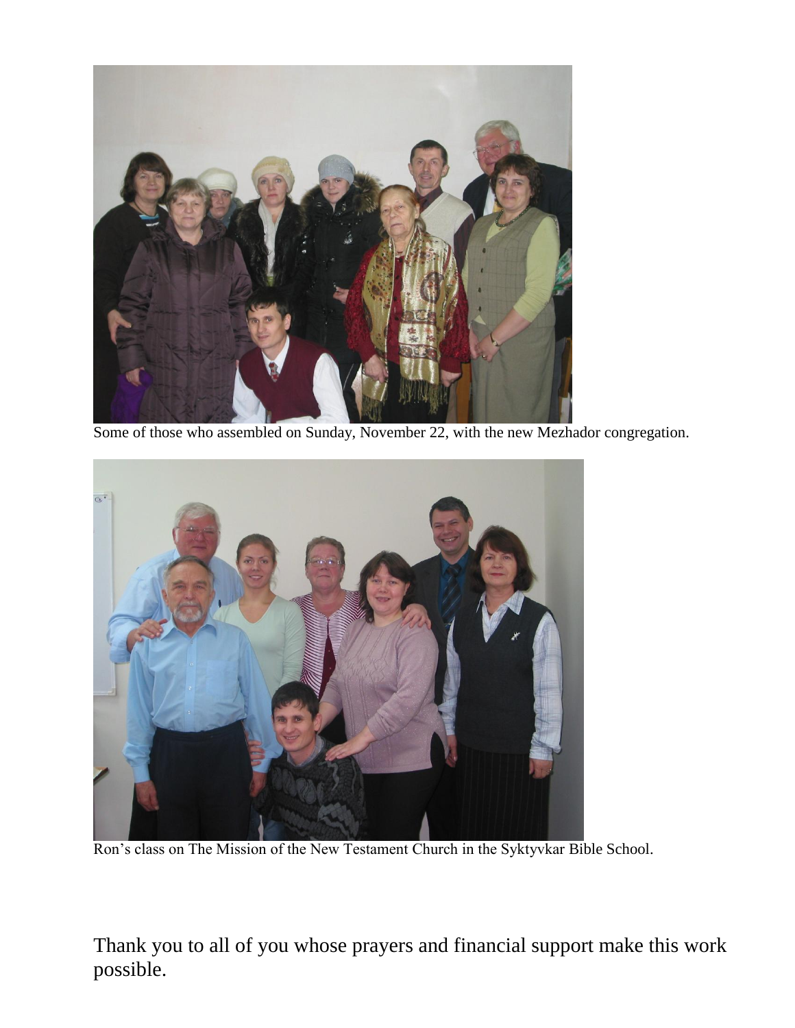Some of those who assembled on Sunday, November 22, with the new Mezhador congregation.

Ron's class on The Mission of the New Testament Church in the Syktyvkar Bible School.

Thank you to all of you whose prayers and financial support make this work possible.